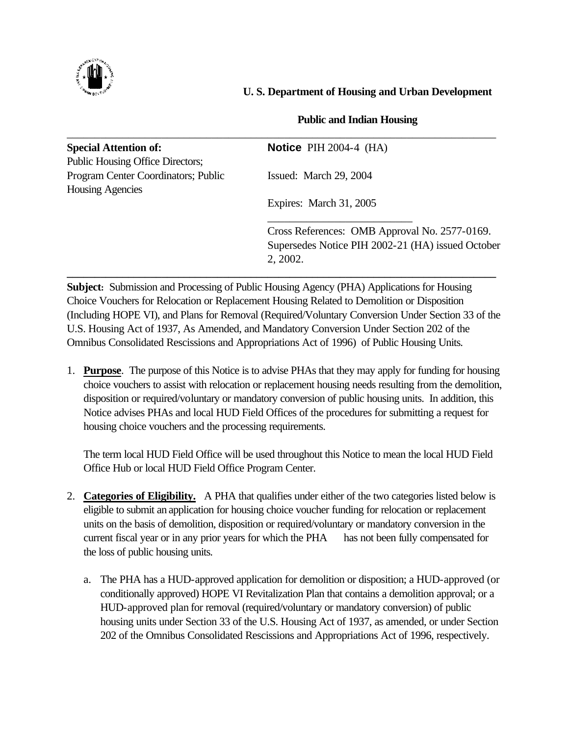**U. S. Department of Housing and Urban Development**

**Public and Indian Housing**

---

| **Special Attention of:** Public Housing Office Directors; Program Center Coordinators; Public Housing Agencies | **Notice** PIH 2004-4 (HA) |
| --- | --- |
| | Issued: March 29, 2004 |
| | Expires: March 31, 2005 |
| | Cross References: OMB Approval No. 2577-0169. Supersedes Notice PIH 2002-21 (HA) issued October 2, 2002. |

---

**Subject:** Submission and Processing of Public Housing Agency (PHA) Applications for Housing Choice Vouchers for Relocation or Replacement Housing Related to Demolition or Disposition (Including HOPE VI), and Plans for Removal (Required/Voluntary Conversion Under Section 33 of the U.S. Housing Act of 1937, As Amended, and Mandatory Conversion Under Section 202 of the Omnibus Consolidated Rescissions and Appropriations Act of 1996) of Public Housing Units.

1. **Purpose**. The purpose of this Notice is to advise PHAs that they may apply for funding for housing choice vouchers to assist with relocation or replacement housing needs resulting from the demolition, disposition or required/voluntary or mandatory conversion of public housing units. In addition, this Notice advises PHAs and local HUD Field Offices of the procedures for submitting a request for housing choice vouchers and the processing requirements.

   The term local HUD Field Office will be used throughout this Notice to mean the local HUD Field Office Hub or local HUD Field Office Program Center.

2. **Categories of Eligibility.** A PHA that qualifies under either of the two categories listed below is eligible to submit an application for housing choice voucher funding for relocation or replacement units on the basis of demolition, disposition or required/voluntary or mandatory conversion in the current fiscal year or in any prior years for which the PHA has not been fully compensated for the loss of public housing units.

   a. The PHA has a HUD-approved application for demolition or disposition; a HUD-approved (or conditionally approved) HOPE VI Revitalization Plan that contains a demolition approval; or a HUD-approved plan for removal (required/voluntary or mandatory conversion) of public housing units under Section 33 of the U.S. Housing Act of 1937, as amended, or under Section 202 of the Omnibus Consolidated Rescissions and Appropriations Act of 1996, respectively.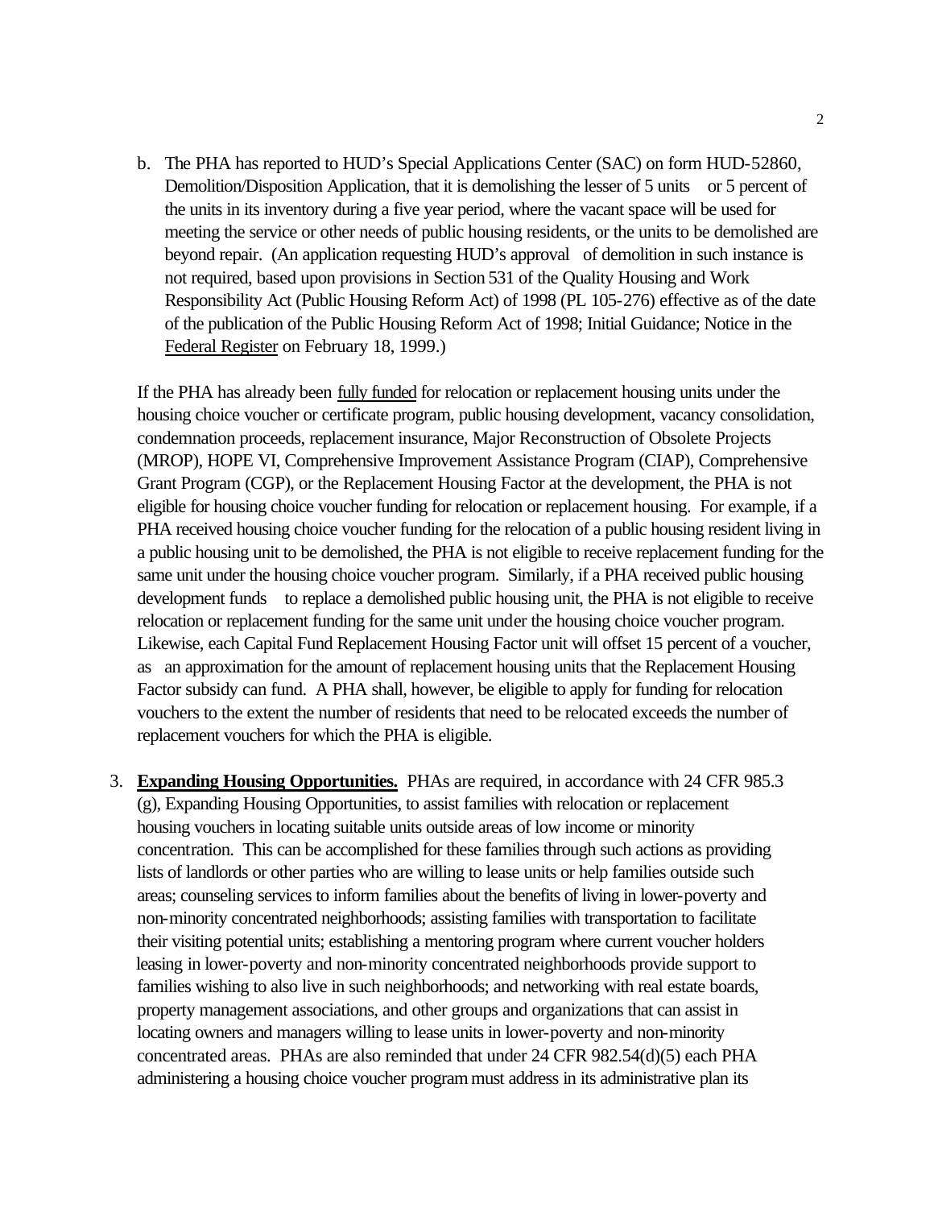b. The PHA has reported to HUD's Special Applications Center (SAC) on form HUD-52860, Demolition/Disposition Application, that it is demolishing the lesser of 5 units or 5 percent of the units in its inventory during a five year period, where the vacant space will be used for meeting the service or other needs of public housing residents, or the units to be demolished are beyond repair. (An application requesting HUD's approval of demolition in such instance is not required, based upon provisions in Section 531 of the Quality Housing and Work Responsibility Act (Public Housing Reform Act) of 1998 (PL 105-276) effective as of the date of the publication of the Public Housing Reform Act of 1998; Initial Guidance; Notice in the Federal Register on February 18, 1999.)

If the PHA has already been fully funded for relocation or replacement housing units under the housing choice voucher or certificate program, public housing development, vacancy consolidation, condemnation proceeds, replacement insurance, Major Reconstruction of Obsolete Projects (MROP), HOPE VI, Comprehensive Improvement Assistance Program (CIAP), Comprehensive Grant Program (CGP), or the Replacement Housing Factor at the development, the PHA is not eligible for housing choice voucher funding for relocation or replacement housing. For example, if a PHA received housing choice voucher funding for the relocation of a public housing resident living in a public housing unit to be demolished, the PHA is not eligible to receive replacement funding for the same unit under the housing choice voucher program. Similarly, if a PHA received public housing development funds to replace a demolished public housing unit, the PHA is not eligible to receive relocation or replacement funding for the same unit under the housing choice voucher program. Likewise, each Capital Fund Replacement Housing Factor unit will offset 15 percent of a voucher, as an approximation for the amount of replacement housing units that the Replacement Housing Factor subsidy can fund. A PHA shall, however, be eligible to apply for funding for relocation vouchers to the extent the number of residents that need to be relocated exceeds the number of replacement vouchers for which the PHA is eligible.

3. **Expanding Housing Opportunities.** PHAs are required, in accordance with 24 CFR 985.3 (g), Expanding Housing Opportunities, to assist families with relocation or replacement housing vouchers in locating suitable units outside areas of low income or minority concentration. This can be accomplished for these families through such actions as providing lists of landlords or other parties who are willing to lease units or help families outside such areas; counseling services to inform families about the benefits of living in lower-poverty and non-minority concentrated neighborhoods; assisting families with transportation to facilitate their visiting potential units; establishing a mentoring program where current voucher holders leasing in lower-poverty and non-minority concentrated neighborhoods provide support to families wishing to also live in such neighborhoods; and networking with real estate boards, property management associations, and other groups and organizations that can assist in locating owners and managers willing to lease units in lower-poverty and non-minority concentrated areas. PHAs are also reminded that under 24 CFR 982.54(d)(5) each PHA administering a housing choice voucher program must address in its administrative plan its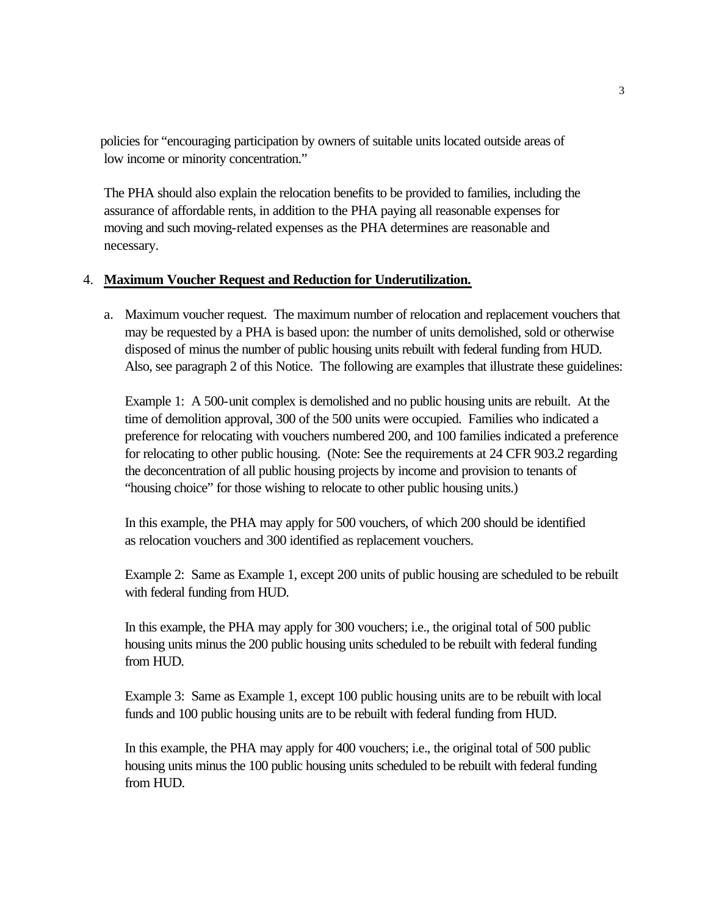policies for "encouraging participation by owners of suitable units located outside areas of low income or minority concentration."

The PHA should also explain the relocation benefits to be provided to families, including the assurance of affordable rents, in addition to the PHA paying all reasonable expenses for moving and such moving-related expenses as the PHA determines are reasonable and necessary.

4. **Maximum Voucher Request and Reduction for Underutilization.**

a. Maximum voucher request. The maximum number of relocation and replacement vouchers that may be requested by a PHA is based upon: the number of units demolished, sold or otherwise disposed of minus the number of public housing units rebuilt with federal funding from HUD. Also, see paragraph 2 of this Notice. The following are examples that illustrate these guidelines:

Example 1: A 500-unit complex is demolished and no public housing units are rebuilt. At the time of demolition approval, 300 of the 500 units were occupied. Families who indicated a preference for relocating with vouchers numbered 200, and 100 families indicated a preference for relocating to other public housing. (Note: See the requirements at 24 CFR 903.2 regarding the deconcentration of all public housing projects by income and provision to tenants of "housing choice" for those wishing to relocate to other public housing units.)

In this example, the PHA may apply for 500 vouchers, of which 200 should be identified as relocation vouchers and 300 identified as replacement vouchers.

Example 2: Same as Example 1, except 200 units of public housing are scheduled to be rebuilt with federal funding from HUD.

In this example, the PHA may apply for 300 vouchers; i.e., the original total of 500 public housing units minus the 200 public housing units scheduled to be rebuilt with federal funding from HUD.

Example 3: Same as Example 1, except 100 public housing units are to be rebuilt with local funds and 100 public housing units are to be rebuilt with federal funding from HUD.

In this example, the PHA may apply for 400 vouchers; i.e., the original total of 500 public housing units minus the 100 public housing units scheduled to be rebuilt with federal funding from HUD.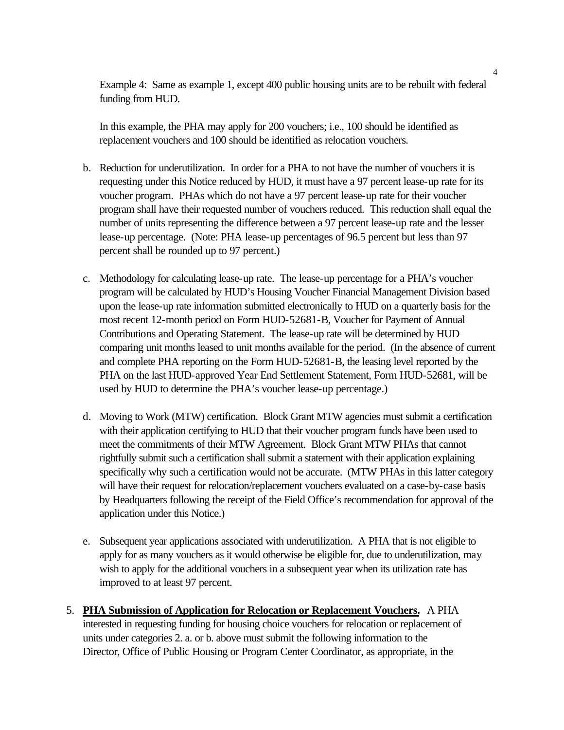Example 4: Same as example 1, except 400 public housing units are to be rebuilt with federal funding from HUD.

In this example, the PHA may apply for 200 vouchers; i.e., 100 should be identified as replacement vouchers and 100 should be identified as relocation vouchers.

b. Reduction for underutilization. In order for a PHA to not have the number of vouchers it is requesting under this Notice reduced by HUD, it must have a 97 percent lease-up rate for its voucher program. PHAs which do not have a 97 percent lease-up rate for their voucher program shall have their requested number of vouchers reduced. This reduction shall equal the number of units representing the difference between a 97 percent lease-up rate and the lesser lease-up percentage. (Note: PHA lease-up percentages of 96.5 percent but less than 97 percent shall be rounded up to 97 percent.)

c. Methodology for calculating lease-up rate. The lease-up percentage for a PHA's voucher program will be calculated by HUD's Housing Voucher Financial Management Division based upon the lease-up rate information submitted electronically to HUD on a quarterly basis for the most recent 12-month period on Form HUD-52681-B, Voucher for Payment of Annual Contributions and Operating Statement. The lease-up rate will be determined by HUD comparing unit months leased to unit months available for the period. (In the absence of current and complete PHA reporting on the Form HUD-52681-B, the leasing level reported by the PHA on the last HUD-approved Year End Settlement Statement, Form HUD-52681, will be used by HUD to determine the PHA's voucher lease-up percentage.)

d. Moving to Work (MTW) certification. Block Grant MTW agencies must submit a certification with their application certifying to HUD that their voucher program funds have been used to meet the commitments of their MTW Agreement. Block Grant MTW PHAs that cannot rightfully submit such a certification shall submit a statement with their application explaining specifically why such a certification would not be accurate. (MTW PHAs in this latter category will have their request for relocation/replacement vouchers evaluated on a case-by-case basis by Headquarters following the receipt of the Field Office's recommendation for approval of the application under this Notice.)

e. Subsequent year applications associated with underutilization. A PHA that is not eligible to apply for as many vouchers as it would otherwise be eligible for, due to underutilization, may wish to apply for the additional vouchers in a subsequent year when its utilization rate has improved to at least 97 percent.

5. **PHA Submission of Application for Relocation or Replacement Vouchers.** A PHA interested in requesting funding for housing choice vouchers for relocation or replacement of units under categories 2. a. or b. above must submit the following information to the Director, Office of Public Housing or Program Center Coordinator, as appropriate, in the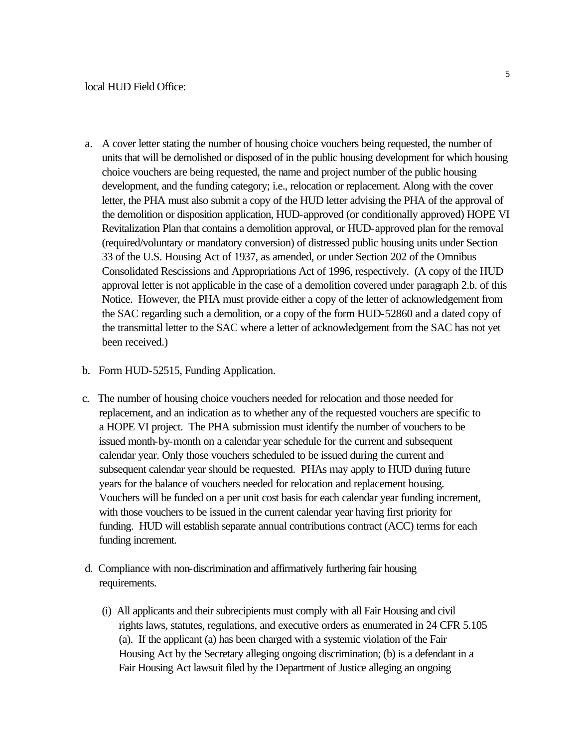local HUD Field Office:

a. A cover letter stating the number of housing choice vouchers being requested, the number of units that will be demolished or disposed of in the public housing development for which housing choice vouchers are being requested, the name and project number of the public housing development, and the funding category; i.e., relocation or replacement. Along with the cover letter, the PHA must also submit a copy of the HUD letter advising the PHA of the approval of the demolition or disposition application, HUD-approved (or conditionally approved) HOPE VI Revitalization Plan that contains a demolition approval, or HUD-approved plan for the removal (required/voluntary or mandatory conversion) of distressed public housing units under Section 33 of the U.S. Housing Act of 1937, as amended, or under Section 202 of the Omnibus Consolidated Rescissions and Appropriations Act of 1996, respectively. (A copy of the HUD approval letter is not applicable in the case of a demolition covered under paragraph 2.b. of this Notice. However, the PHA must provide either a copy of the letter of acknowledgement from the SAC regarding such a demolition, or a copy of the form HUD-52860 and a dated copy of the transmittal letter to the SAC where a letter of acknowledgement from the SAC has not yet been received.)

b. Form HUD-52515, Funding Application.

c. The number of housing choice vouchers needed for relocation and those needed for replacement, and an indication as to whether any of the requested vouchers are specific to a HOPE VI project. The PHA submission must identify the number of vouchers to be issued month-by-month on a calendar year schedule for the current and subsequent calendar year. Only those vouchers scheduled to be issued during the current and subsequent calendar year should be requested. PHAs may apply to HUD during future years for the balance of vouchers needed for relocation and replacement housing. Vouchers will be funded on a per unit cost basis for each calendar year funding increment, with those vouchers to be issued in the current calendar year having first priority for funding. HUD will establish separate annual contributions contract (ACC) terms for each funding increment.

d. Compliance with non-discrimination and affirmatively furthering fair housing requirements.

   (i) All applicants and their subrecipients must comply with all Fair Housing and civil rights laws, statutes, regulations, and executive orders as enumerated in 24 CFR 5.105 (a). If the applicant (a) has been charged with a systemic violation of the Fair Housing Act by the Secretary alleging ongoing discrimination; (b) is a defendant in a Fair Housing Act lawsuit filed by the Department of Justice alleging an ongoing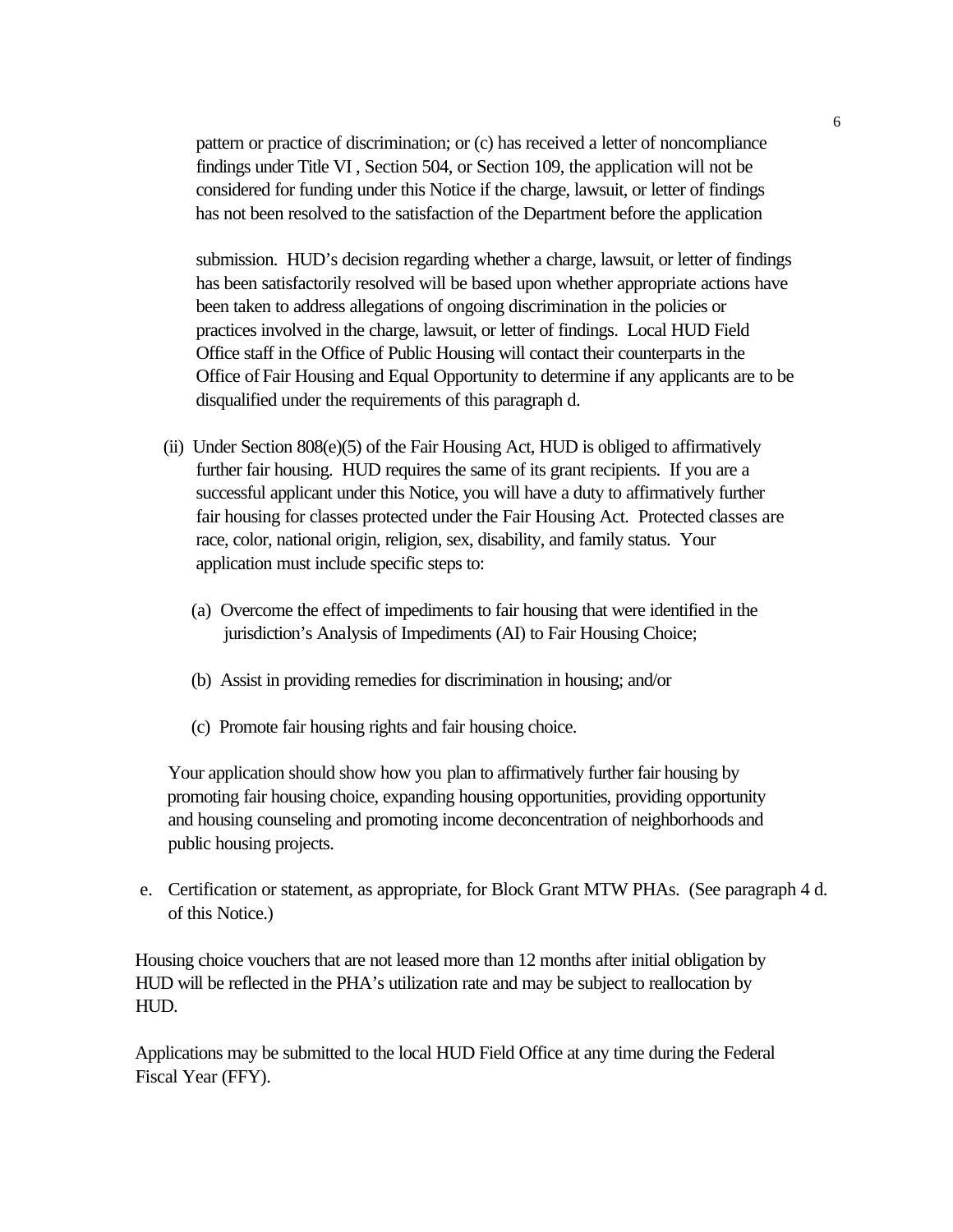pattern or practice of discrimination; or (c) has received a letter of noncompliance findings under Title VI , Section 504, or Section 109, the application will not be considered for funding under this Notice if the charge, lawsuit, or letter of findings has not been resolved to the satisfaction of the Department before the application submission. HUD's decision regarding whether a charge, lawsuit, or letter of findings has been satisfactorily resolved will be based upon whether appropriate actions have been taken to address allegations of ongoing discrimination in the policies or practices involved in the charge, lawsuit, or letter of findings. Local HUD Field Office staff in the Office of Public Housing will contact their counterparts in the Office of Fair Housing and Equal Opportunity to determine if any applicants are to be disqualified under the requirements of this paragraph d.

(ii) Under Section 808(e)(5) of the Fair Housing Act, HUD is obliged to affirmatively further fair housing. HUD requires the same of its grant recipients. If you are a successful applicant under this Notice, you will have a duty to affirmatively further fair housing for classes protected under the Fair Housing Act. Protected classes are race, color, national origin, religion, sex, disability, and family status. Your application must include specific steps to:

(a) Overcome the effect of impediments to fair housing that were identified in the jurisdiction's Analysis of Impediments (AI) to Fair Housing Choice;

(b) Assist in providing remedies for discrimination in housing; and/or

(c) Promote fair housing rights and fair housing choice.

Your application should show how you plan to affirmatively further fair housing by promoting fair housing choice, expanding housing opportunities, providing opportunity and housing counseling and promoting income deconcentration of neighborhoods and public housing projects.

e. Certification or statement, as appropriate, for Block Grant MTW PHAs. (See paragraph 4 d. of this Notice.)

Housing choice vouchers that are not leased more than 12 months after initial obligation by HUD will be reflected in the PHA's utilization rate and may be subject to reallocation by HUD.

Applications may be submitted to the local HUD Field Office at any time during the Federal Fiscal Year (FFY).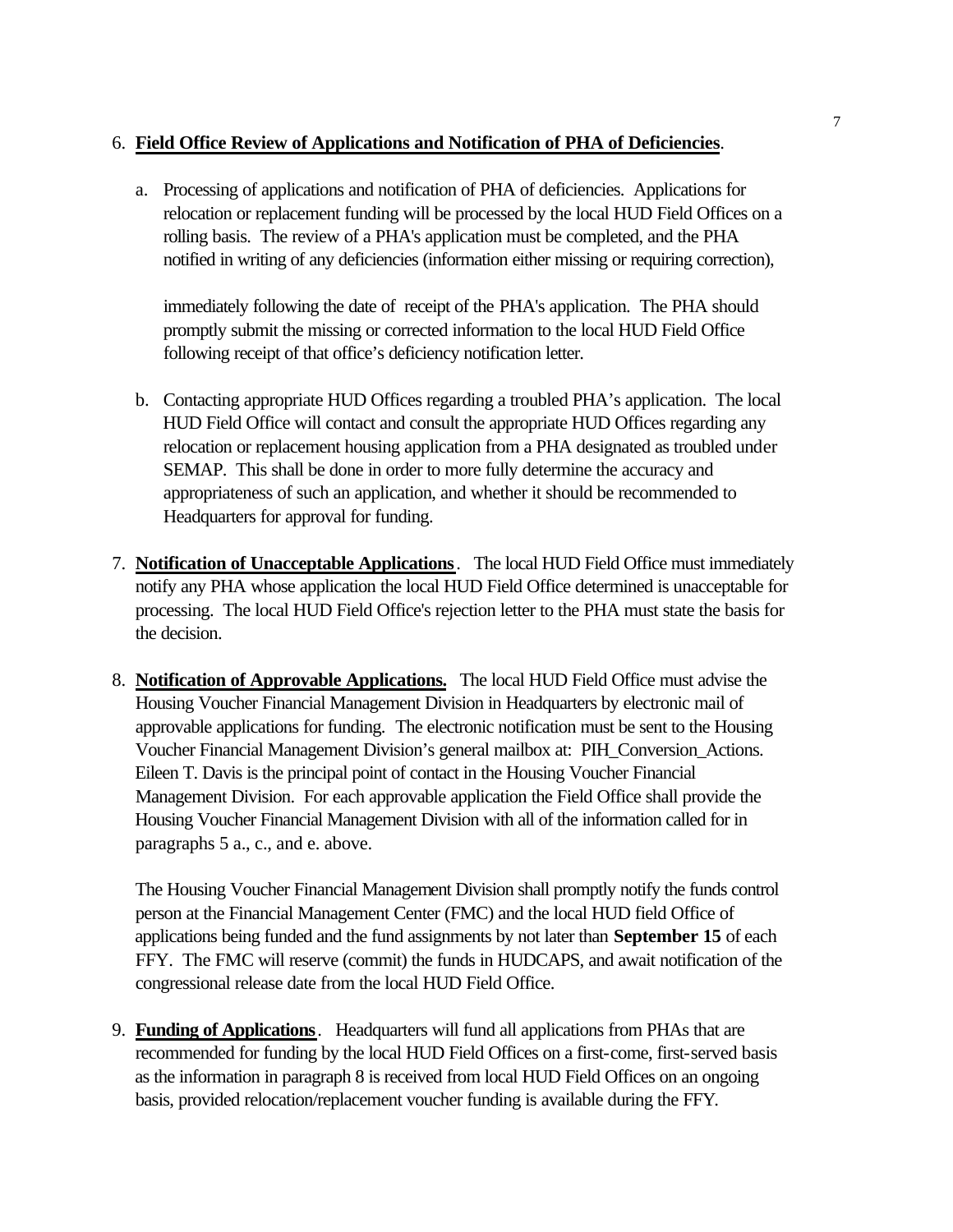6. **Field Office Review of Applications and Notification of PHA of Deficiencies**.

   a. Processing of applications and notification of PHA of deficiencies. Applications for relocation or replacement funding will be processed by the local HUD Field Offices on a rolling basis. The review of a PHA's application must be completed, and the PHA notified in writing of any deficiencies (information either missing or requiring correction),

      immediately following the date of receipt of the PHA's application. The PHA should promptly submit the missing or corrected information to the local HUD Field Office following receipt of that office's deficiency notification letter.

   b. Contacting appropriate HUD Offices regarding a troubled PHA's application. The local HUD Field Office will contact and consult the appropriate HUD Offices regarding any relocation or replacement housing application from a PHA designated as troubled under SEMAP. This shall be done in order to more fully determine the accuracy and appropriateness of such an application, and whether it should be recommended to Headquarters for approval for funding.

7. **Notification of Unacceptable Applications**. The local HUD Field Office must immediately notify any PHA whose application the local HUD Field Office determined is unacceptable for processing. The local HUD Field Office's rejection letter to the PHA must state the basis for the decision.

8. **Notification of Approvable Applications.** The local HUD Field Office must advise the Housing Voucher Financial Management Division in Headquarters by electronic mail of approvable applications for funding. The electronic notification must be sent to the Housing Voucher Financial Management Division's general mailbox at: PIH_Conversion_Actions. Eileen T. Davis is the principal point of contact in the Housing Voucher Financial Management Division. For each approvable application the Field Office shall provide the Housing Voucher Financial Management Division with all of the information called for in paragraphs 5 a., c., and e. above.

   The Housing Voucher Financial Management Division shall promptly notify the funds control person at the Financial Management Center (FMC) and the local HUD field Office of applications being funded and the fund assignments by not later than **September 15** of each FFY. The FMC will reserve (commit) the funds in HUDCAPS, and await notification of the congressional release date from the local HUD Field Office.

9. **Funding of Applications**. Headquarters will fund all applications from PHAs that are recommended for funding by the local HUD Field Offices on a first-come, first-served basis as the information in paragraph 8 is received from local HUD Field Offices on an ongoing basis, provided relocation/replacement voucher funding is available during the FFY.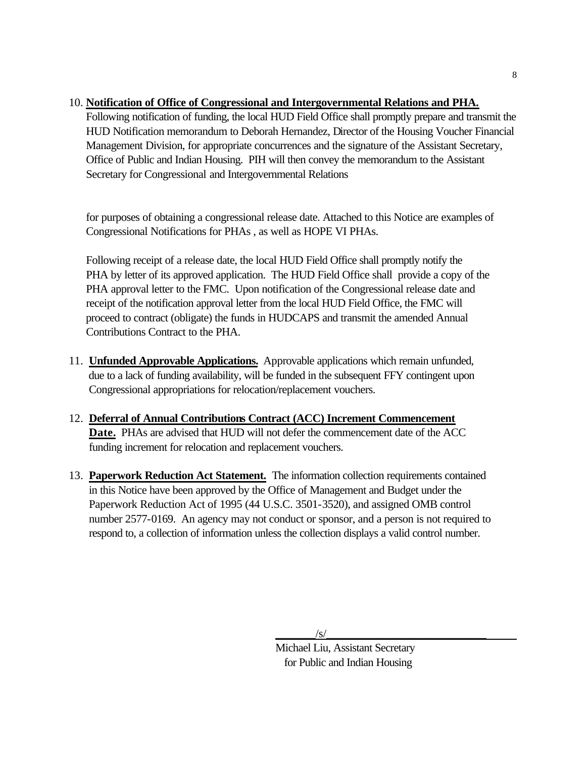10. **Notification of Office of Congressional and Intergovernmental Relations and PHA.** Following notification of funding, the local HUD Field Office shall promptly prepare and transmit the HUD Notification memorandum to Deborah Hernandez, Director of the Housing Voucher Financial Management Division, for appropriate concurrences and the signature of the Assistant Secretary, Office of Public and Indian Housing. PIH will then convey the memorandum to the Assistant Secretary for Congressional and Intergovernmental Relations

    for purposes of obtaining a congressional release date. Attached to this Notice are examples of Congressional Notifications for PHAs , as well as HOPE VI PHAs.

    Following receipt of a release date, the local HUD Field Office shall promptly notify the PHA by letter of its approved application. The HUD Field Office shall provide a copy of the PHA approval letter to the FMC. Upon notification of the Congressional release date and receipt of the notification approval letter from the local HUD Field Office, the FMC will proceed to contract (obligate) the funds in HUDCAPS and transmit the amended Annual Contributions Contract to the PHA.

11. **Unfunded Approvable Applications.** Approvable applications which remain unfunded, due to a lack of funding availability, will be funded in the subsequent FFY contingent upon Congressional appropriations for relocation/replacement vouchers.

12. **Deferral of Annual Contributions Contract (ACC) Increment Commencement Date.** PHAs are advised that HUD will not defer the commencement date of the ACC funding increment for relocation and replacement vouchers.

13. **Paperwork Reduction Act Statement.** The information collection requirements contained in this Notice have been approved by the Office of Management and Budget under the Paperwork Reduction Act of 1995 (44 U.S.C. 3501-3520), and assigned OMB control number 2577-0169. An agency may not conduct or sponsor, and a person is not required to respond to, a collection of information unless the collection displays a valid control number.

/s/

Michael Liu, Assistant Secretary
for Public and Indian Housing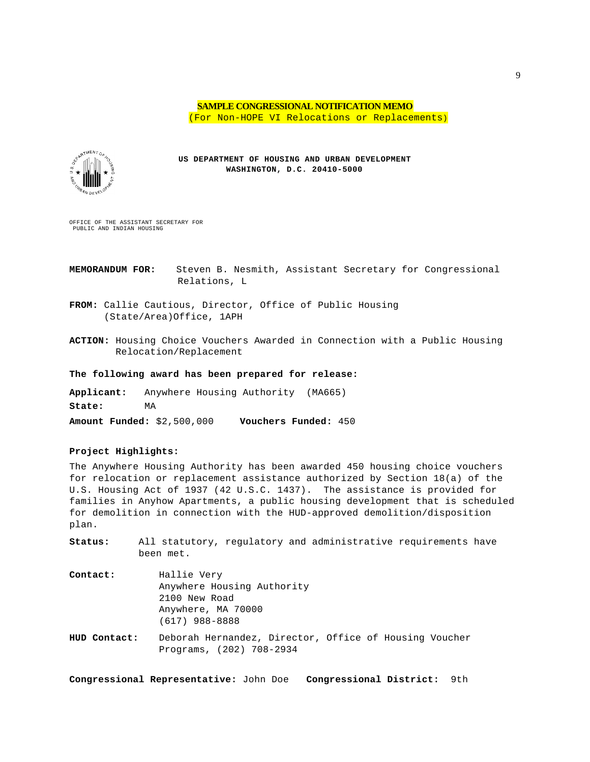**SAMPLE CONGRESSIONAL NOTIFICATION MEMO**
(For Non-HOPE VI Relocations or Replacements)

**US DEPARTMENT OF HOUSING AND URBAN DEVELOPMENT**
**WASHINGTON, D.C. 20410-5000**

OFFICE OF THE ASSISTANT SECRETARY FOR
PUBLIC AND INDIAN HOUSING

**MEMORANDUM FOR:** Steven B. Nesmith, Assistant Secretary for Congressional Relations, L

**FROM:** Callie Cautious, Director, Office of Public Housing (State/Area)Office, 1APH

**ACTION:** Housing Choice Vouchers Awarded in Connection with a Public Housing Relocation/Replacement

**The following award has been prepared for release:**

**Applicant:** Anywhere Housing Authority (MA665)

**State:** MA

**Amount Funded:** $2,500,000 **Vouchers Funded:** 450

**Project Highlights:**

The Anywhere Housing Authority has been awarded 450 housing choice vouchers for relocation or replacement assistance authorized by Section 18(a) of the U.S. Housing Act of 1937 (42 U.S.C. 1437). The assistance is provided for families in Anyhow Apartments, a public housing development that is scheduled for demolition in connection with the HUD-approved demolition/disposition plan.

**Status:** All statutory, regulatory and administrative requirements have been met.

**Contact:** Hallie Very
Anywhere Housing Authority
2100 New Road
Anywhere, MA 70000
(617) 988-8888

**HUD Contact:** Deborah Hernandez, Director, Office of Housing Voucher Programs, (202) 708-2934

**Congressional Representative:** John Doe **Congressional District:** 9th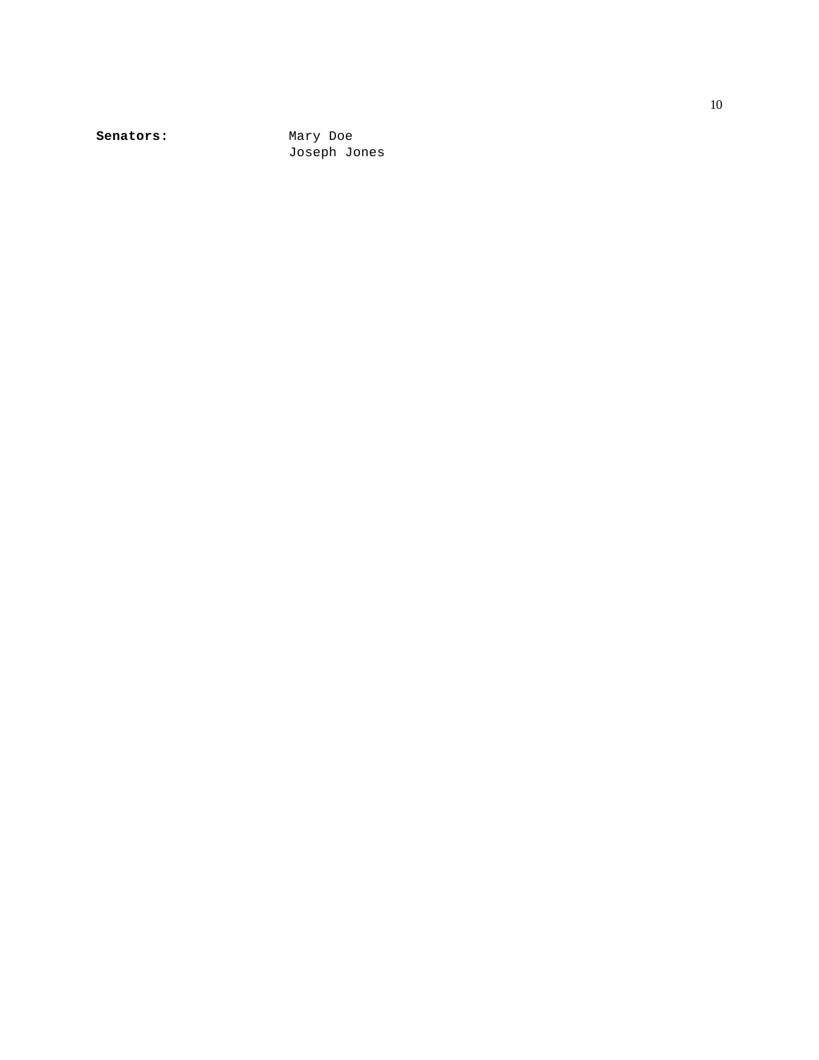**Senators:** Mary Doe
Joseph Jones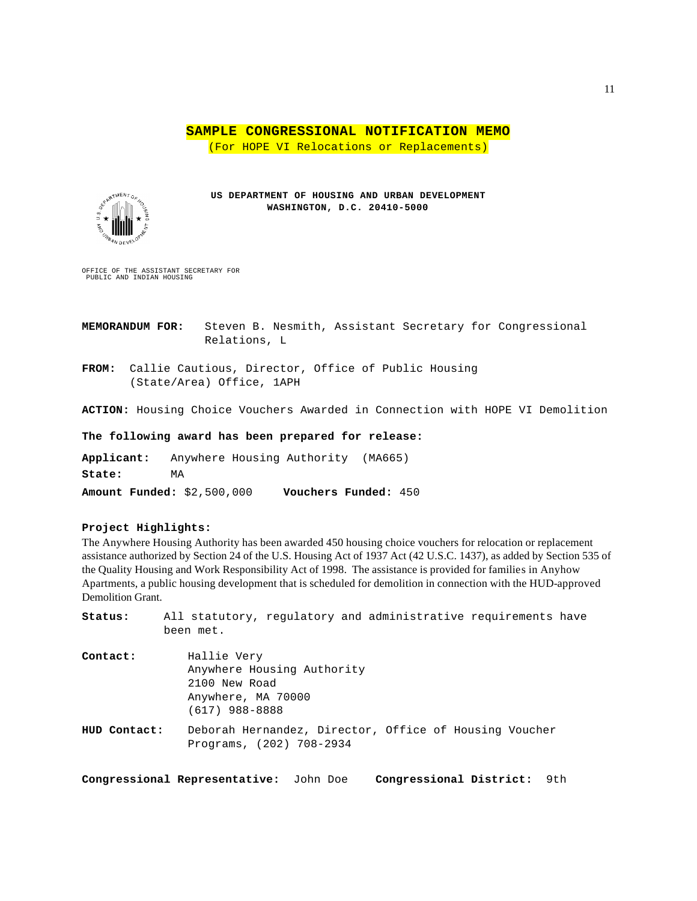# SAMPLE CONGRESSIONAL NOTIFICATION MEMO

(For HOPE VI Relocations or Replacements)

**US DEPARTMENT OF HOUSING AND URBAN DEVELOPMENT**
**WASHINGTON, D.C. 20410-5000**

OFFICE OF THE ASSISTANT SECRETARY FOR
PUBLIC AND INDIAN HOUSING

**MEMORANDUM FOR:** Steven B. Nesmith, Assistant Secretary for Congressional Relations, L

**FROM:** Callie Cautious, Director, Office of Public Housing (State/Area) Office, 1APH

**ACTION:** Housing Choice Vouchers Awarded in Connection with HOPE VI Demolition

**The following award has been prepared for release:**

**Applicant:** Anywhere Housing Authority (MA665)

**State:** MA

**Amount Funded:** $2,500,000 **Vouchers Funded:** 450

**Project Highlights:**

The Anywhere Housing Authority has been awarded 450 housing choice vouchers for relocation or replacement assistance authorized by Section 24 of the U.S. Housing Act of 1937 Act (42 U.S.C. 1437), as added by Section 535 of the Quality Housing and Work Responsibility Act of 1998. The assistance is provided for families in Anyhow Apartments, a public housing development that is scheduled for demolition in connection with the HUD-approved Demolition Grant.

**Status:** All statutory, regulatory and administrative requirements have been met.

**Contact:** Hallie Very
Anywhere Housing Authority
2100 New Road
Anywhere, MA 70000
(617) 988-8888

**HUD Contact:** Deborah Hernandez, Director, Office of Housing Voucher Programs, (202) 708-2934

**Congressional Representative:** John Doe **Congressional District:** 9th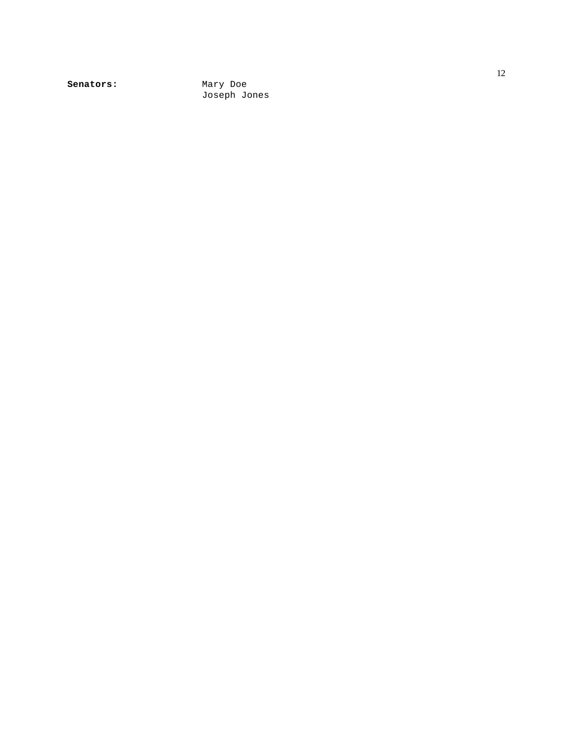**Senators:** Mary Doe
Joseph Jones